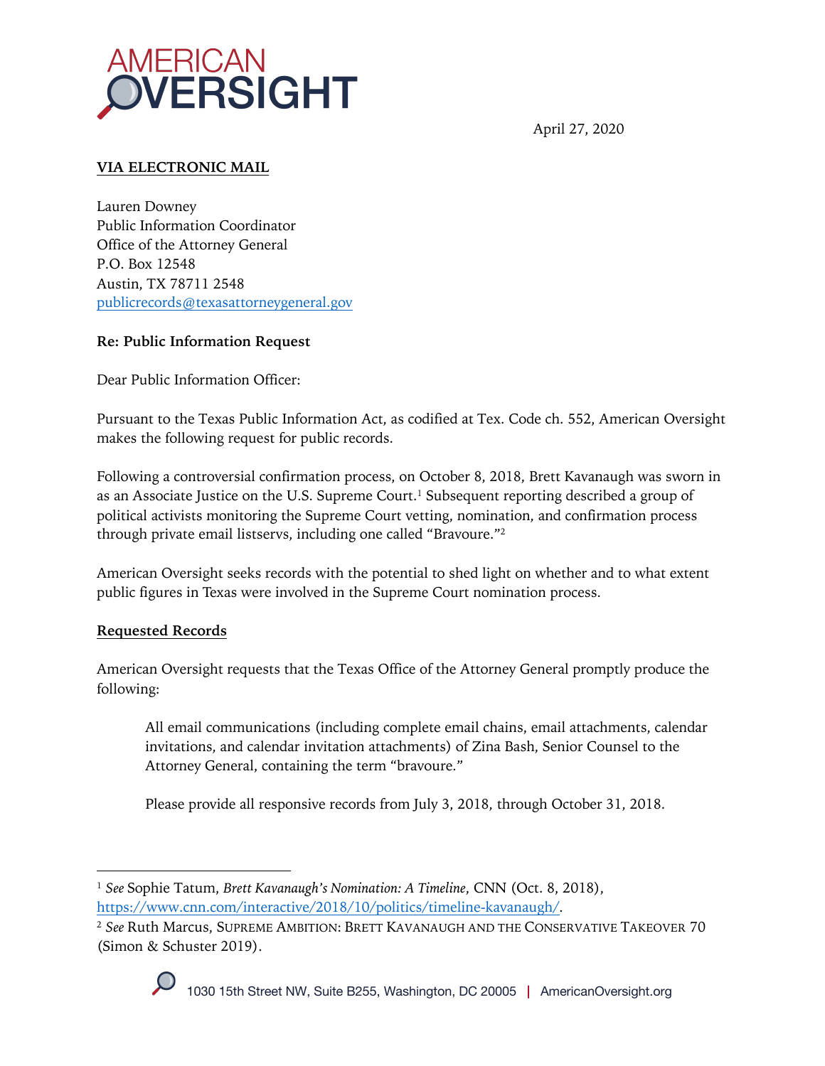AMERICAN OVERSIGHT

April 27, 2020

**VIA ELECTRONIC MAIL**

Lauren Downey
Public Information Coordinator
Office of the Attorney General
P.O. Box 12548
Austin, TX 78711 2548
publicrecords@texasattorneygeneral.gov

**Re: Public Information Request**

Dear Public Information Officer:

Pursuant to the Texas Public Information Act, as codified at Tex. Code ch. 552, American Oversight makes the following request for public records.

Following a controversial confirmation process, on October 8, 2018, Brett Kavanaugh was sworn in as an Associate Justice on the U.S. Supreme Court.[1] Subsequent reporting described a group of political activists monitoring the Supreme Court vetting, nomination, and confirmation process through private email listservs, including one called "Bravoure."[2]

American Oversight seeks records with the potential to shed light on whether and to what extent public figures in Texas were involved in the Supreme Court nomination process.

**Requested Records**

American Oversight requests that the Texas Office of the Attorney General promptly produce the following:

> All email communications (including complete email chains, email attachments, calendar invitations, and calendar invitation attachments) of Zina Bash, Senior Counsel to the Attorney General, containing the term "bravoure."
>
> Please provide all responsive records from July 3, 2018, through October 31, 2018.

---

[1] *See* Sophie Tatum, *Brett Kavanaugh's Nomination: A Timeline*, CNN (Oct. 8, 2018), https://www.cnn.com/interactive/2018/10/politics/timeline-kavanaugh/.

[2] *See* Ruth Marcus, SUPREME AMBITION: BRETT KAVANAUGH AND THE CONSERVATIVE TAKEOVER 70 (Simon & Schuster 2019).

1030 15th Street NW, Suite B255, Washington, DC 20005 | AmericanOversight.org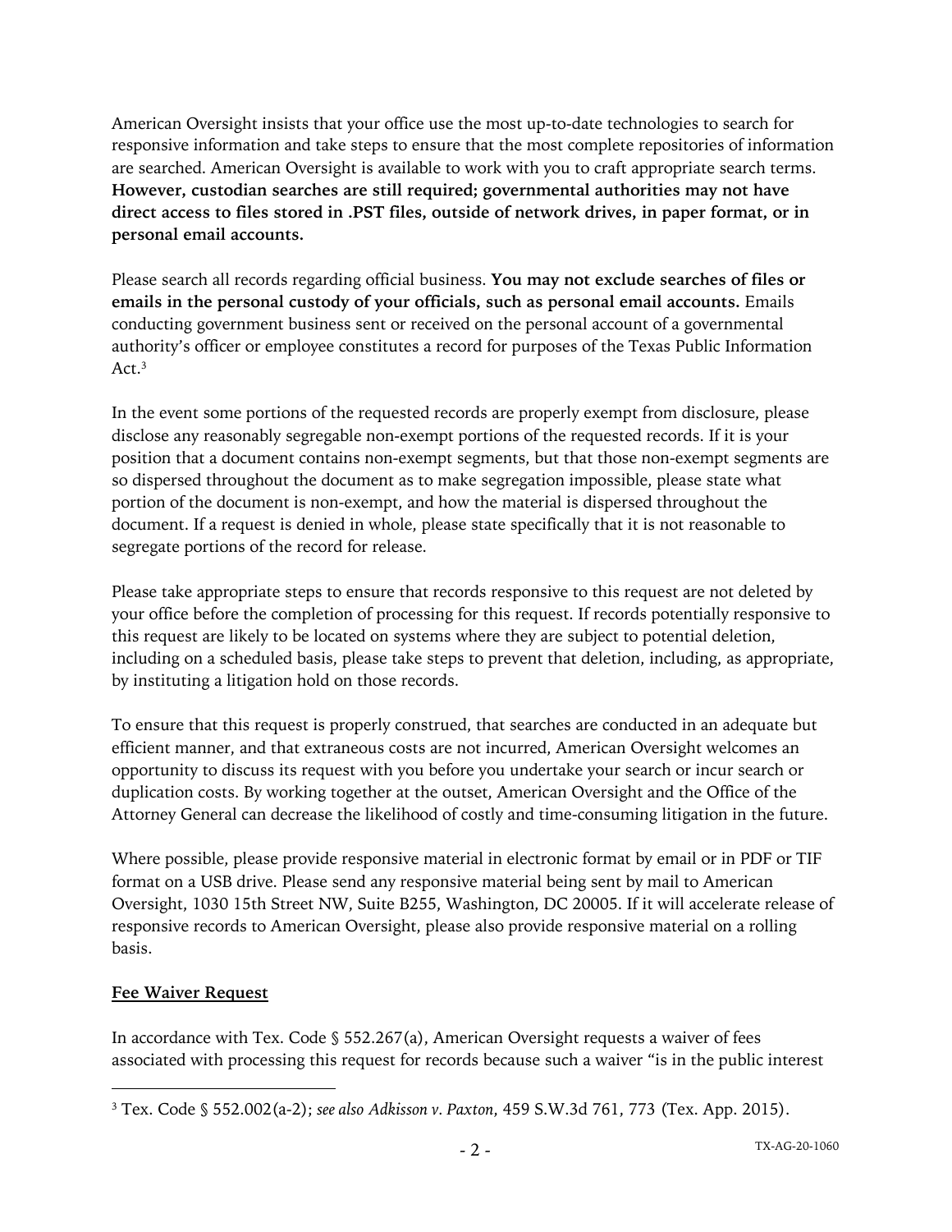American Oversight insists that your office use the most up-to-date technologies to search for responsive information and take steps to ensure that the most complete repositories of information are searched. American Oversight is available to work with you to craft appropriate search terms. **However, custodian searches are still required; governmental authorities may not have direct access to files stored in .PST files, outside of network drives, in paper format, or in personal email accounts.**

Please search all records regarding official business. **You may not exclude searches of files or emails in the personal custody of your officials, such as personal email accounts.** Emails conducting government business sent or received on the personal account of a governmental authority's officer or employee constitutes a record for purposes of the Texas Public Information Act.[3]

In the event some portions of the requested records are properly exempt from disclosure, please disclose any reasonably segregable non-exempt portions of the requested records. If it is your position that a document contains non-exempt segments, but that those non-exempt segments are so dispersed throughout the document as to make segregation impossible, please state what portion of the document is non-exempt, and how the material is dispersed throughout the document. If a request is denied in whole, please state specifically that it is not reasonable to segregate portions of the record for release.

Please take appropriate steps to ensure that records responsive to this request are not deleted by your office before the completion of processing for this request. If records potentially responsive to this request are likely to be located on systems where they are subject to potential deletion, including on a scheduled basis, please take steps to prevent that deletion, including, as appropriate, by instituting a litigation hold on those records.

To ensure that this request is properly construed, that searches are conducted in an adequate but efficient manner, and that extraneous costs are not incurred, American Oversight welcomes an opportunity to discuss its request with you before you undertake your search or incur search or duplication costs. By working together at the outset, American Oversight and the Office of the Attorney General can decrease the likelihood of costly and time-consuming litigation in the future.

Where possible, please provide responsive material in electronic format by email or in PDF or TIF format on a USB drive. Please send any responsive material being sent by mail to American Oversight, 1030 15th Street NW, Suite B255, Washington, DC 20005. If it will accelerate release of responsive records to American Oversight, please also provide responsive material on a rolling basis.

**Fee Waiver Request**

In accordance with Tex. Code § 552.267(a), American Oversight requests a waiver of fees associated with processing this request for records because such a waiver "is in the public interest

[3] Tex. Code § 552.002(a-2); *see also Adkisson v. Paxton*, 459 S.W.3d 761, 773 (Tex. App. 2015).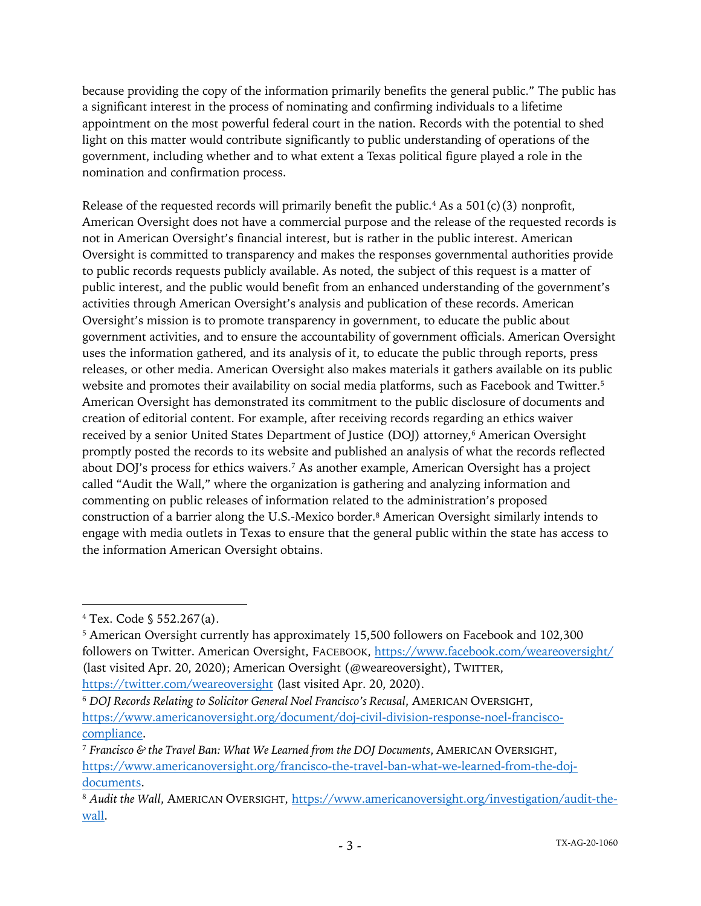because providing the copy of the information primarily benefits the general public." The public has a significant interest in the process of nominating and confirming individuals to a lifetime appointment on the most powerful federal court in the nation. Records with the potential to shed light on this matter would contribute significantly to public understanding of operations of the government, including whether and to what extent a Texas political figure played a role in the nomination and confirmation process.

Release of the requested records will primarily benefit the public.[4] As a 501(c)(3) nonprofit, American Oversight does not have a commercial purpose and the release of the requested records is not in American Oversight's financial interest, but is rather in the public interest. American Oversight is committed to transparency and makes the responses governmental authorities provide to public records requests publicly available. As noted, the subject of this request is a matter of public interest, and the public would benefit from an enhanced understanding of the government's activities through American Oversight's analysis and publication of these records. American Oversight's mission is to promote transparency in government, to educate the public about government activities, and to ensure the accountability of government officials. American Oversight uses the information gathered, and its analysis of it, to educate the public through reports, press releases, or other media. American Oversight also makes materials it gathers available on its public website and promotes their availability on social media platforms, such as Facebook and Twitter.[5] American Oversight has demonstrated its commitment to the public disclosure of documents and creation of editorial content. For example, after receiving records regarding an ethics waiver received by a senior United States Department of Justice (DOJ) attorney,[6] American Oversight promptly posted the records to its website and published an analysis of what the records reflected about DOJ's process for ethics waivers.[7] As another example, American Oversight has a project called "Audit the Wall," where the organization is gathering and analyzing information and commenting on public releases of information related to the administration's proposed construction of a barrier along the U.S.-Mexico border.[8] American Oversight similarly intends to engage with media outlets in Texas to ensure that the general public within the state has access to the information American Oversight obtains.

---

[4] Tex. Code § 552.267(a).

[5] American Oversight currently has approximately 15,500 followers on Facebook and 102,300 followers on Twitter. American Oversight, FACEBOOK, https://www.facebook.com/weareoversight/ (last visited Apr. 20, 2020); American Oversight (@weareoversight), TWITTER, https://twitter.com/weareoversight (last visited Apr. 20, 2020).

[6] *DOJ Records Relating to Solicitor General Noel Francisco's Recusal*, AMERICAN OVERSIGHT, https://www.americanoversight.org/document/doj-civil-division-response-noel-francisco-compliance.

[7] *Francisco & the Travel Ban: What We Learned from the DOJ Documents*, AMERICAN OVERSIGHT, https://www.americanoversight.org/francisco-the-travel-ban-what-we-learned-from-the-doj-documents.

[8] *Audit the Wall*, AMERICAN OVERSIGHT, https://www.americanoversight.org/investigation/audit-the-wall.

TX-AG-20-1060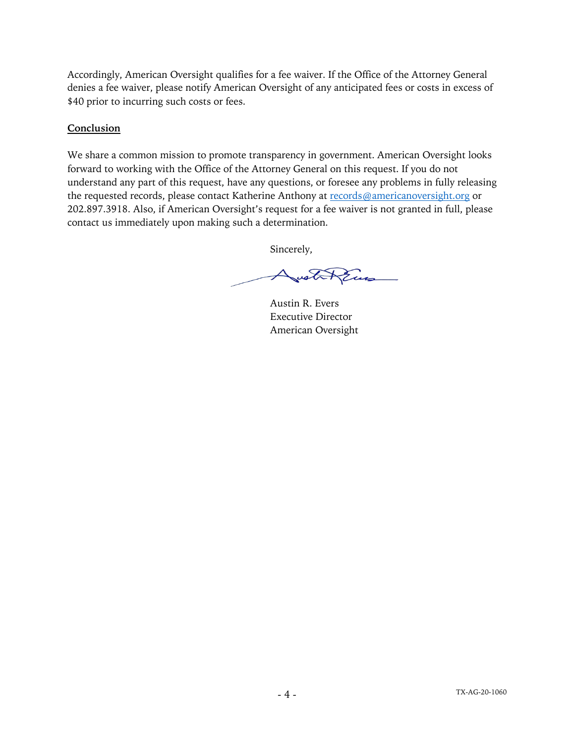Accordingly, American Oversight qualifies for a fee waiver. If the Office of the Attorney General denies a fee waiver, please notify American Oversight of any anticipated fees or costs in excess of $40 prior to incurring such costs or fees.

**Conclusion**

We share a common mission to promote transparency in government. American Oversight looks forward to working with the Office of the Attorney General on this request. If you do not understand any part of this request, have any questions, or foresee any problems in fully releasing the requested records, please contact Katherine Anthony at records@americanoversight.org or 202.897.3918. Also, if American Oversight's request for a fee waiver is not granted in full, please contact us immediately upon making such a determination.

Sincerely,

Austin R. Evers
Executive Director
American Oversight

TX-AG-20-1060